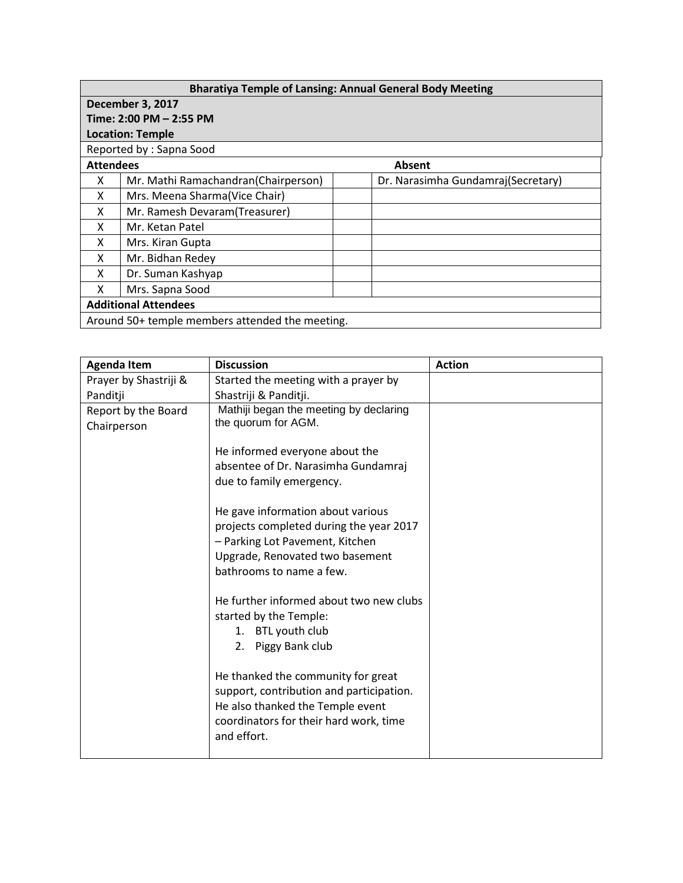| **Bharatiya Temple of Lansing: Annual General Body Meeting** | | | |
|---|---|---|---|
| **December 3, 2017**<br>**Time: 2:00 PM – 2:55 PM**<br>**Location: Temple** | | | |
| Reported by : Sapna Sood | | | |
| **Attendees** | | | **Absent** |
| X | Mr. Mathi Ramachandran(Chairperson) | | Dr. Narasimha Gundamraj(Secretary) |
| X | Mrs. Meena Sharma(Vice Chair) | | |
| X | Mr. Ramesh Devaram(Treasurer) | | |
| X | Mr. Ketan Patel | | |
| X | Mrs. Kiran Gupta | | |
| X | Mr. Bidhan Redey | | |
| X | Dr. Suman Kashyap | | |
| X | Mrs. Sapna Sood | | |
| **Additional Attendees** | | | |
| Around 50+ temple members attended the meeting. | | | |

| **Agenda Item** | **Discussion** | **Action** |
|---|---|---|
| Prayer by Shastriji & Panditji | Started the meeting with a prayer by Shastriji & Panditji. | |
| Report by the Board Chairperson | Mathiji began the meeting by declaring the quorum for AGM.<br><br>He informed everyone about the absentee of Dr. Narasimha Gundamraj due to family emergency.<br><br>He gave information about various projects completed during the year 2017 – Parking Lot Pavement, Kitchen Upgrade, Renovated two basement bathrooms to name a few.<br><br>He further informed about two new clubs started by the Temple:<br>1. BTL youth club<br>2. Piggy Bank club<br><br>He thanked the community for great support, contribution and participation. He also thanked the Temple event coordinators for their hard work, time and effort. | |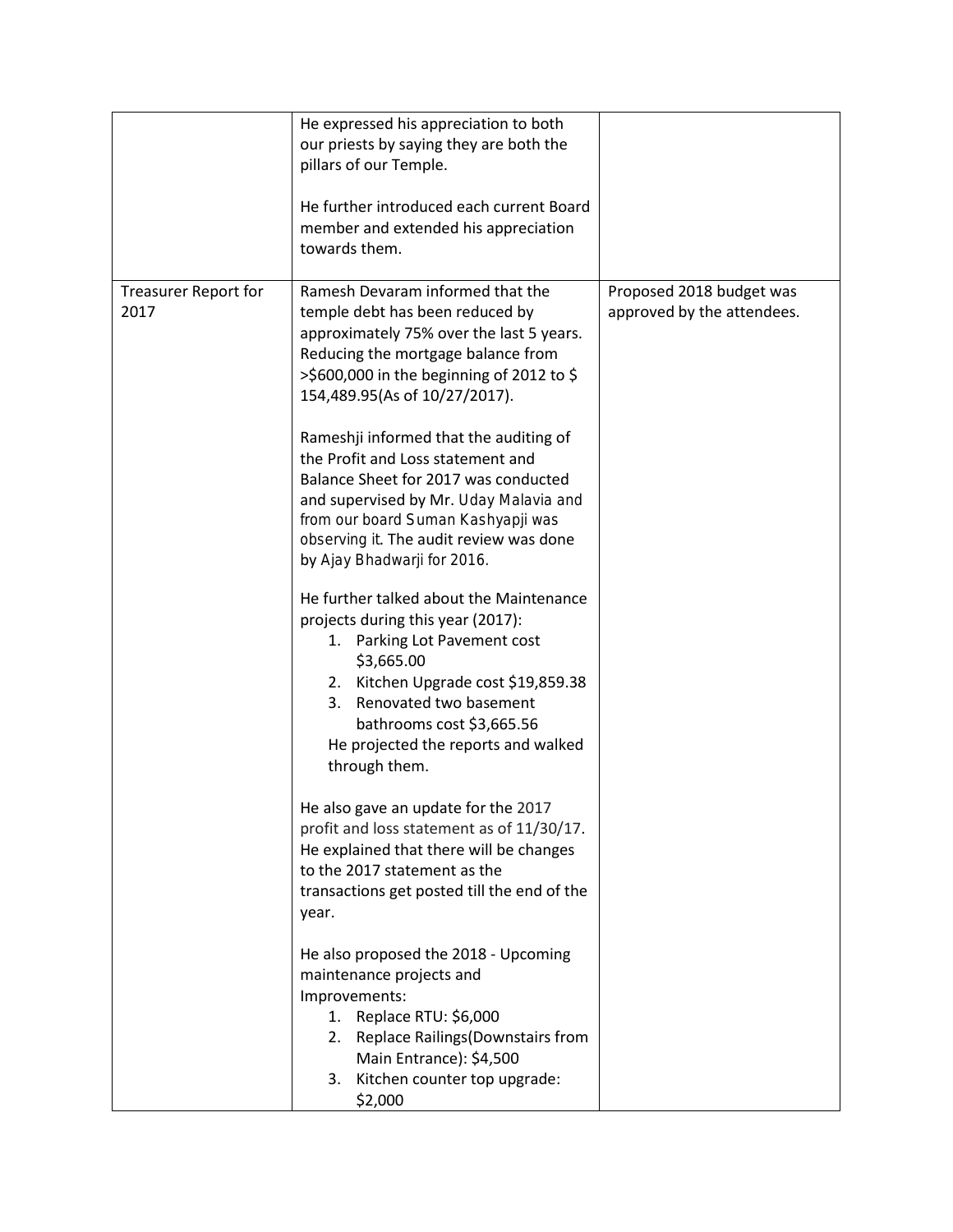| | | |
|---|---|---|
| | He expressed his appreciation to both our priests by saying they are both the pillars of our Temple.<br><br>He further introduced each current Board member and extended his appreciation towards them. | |
| Treasurer Report for 2017 | Ramesh Devaram informed that the temple debt has been reduced by approximately 75% over the last 5 years. Reducing the mortgage balance from >$600,000 in the beginning of 2012 to $ 154,489.95(As of 10/27/2017).<br><br>Rameshji informed that the auditing of the Profit and Loss statement and Balance Sheet for 2017 was conducted and supervised by Mr. Uday Malavia and from our board Suman Kashyapji was observing it. The audit review was done by Ajay Bhadwarji for 2016.<br><br>He further talked about the Maintenance projects during this year (2017):<br>1. Parking Lot Pavement cost $3,665.00<br>2. Kitchen Upgrade cost $19,859.38<br>3. Renovated two basement bathrooms cost $3,665.56<br>He projected the reports and walked through them.<br><br>He also gave an update for the 2017 profit and loss statement as of 11/30/17. He explained that there will be changes to the 2017 statement as the transactions get posted till the end of the year.<br><br>He also proposed the 2018 - Upcoming maintenance projects and Improvements:<br>1. Replace RTU: $6,000<br>2. Replace Railings(Downstairs from Main Entrance): $4,500<br>3. Kitchen counter top upgrade: $2,000 | Proposed 2018 budget was approved by the attendees. |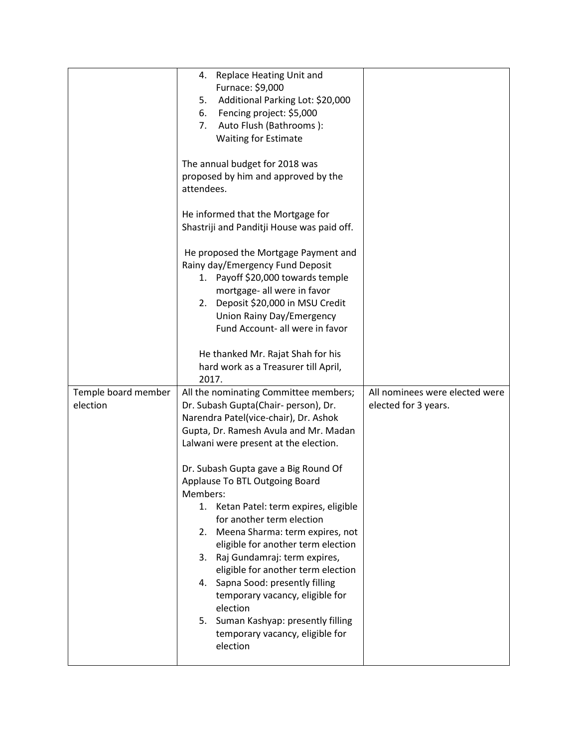| | | |
|---|---|---|
| | 4. Replace Heating Unit and Furnace: $9,000<br>5. Additional Parking Lot: $20,000<br>6. Fencing project: $5,000<br>7. Auto Flush (Bathrooms ): Waiting for Estimate<br><br>The annual budget for 2018 was proposed by him and approved by the attendees.<br><br>He informed that the Mortgage for Shastriji and Panditji House was paid off.<br><br>He proposed the Mortgage Payment and Rainy day/Emergency Fund Deposit<br>1. Payoff $20,000 towards temple mortgage- all were in favor<br>2. Deposit $20,000 in MSU Credit Union Rainy Day/Emergency Fund Account- all were in favor<br><br>He thanked Mr. Rajat Shah for his hard work as a Treasurer till April, 2017. | |
| Temple board member election | All the nominating Committee members; Dr. Subash Gupta(Chair- person), Dr. Narendra Patel(vice-chair), Dr. Ashok Gupta, Dr. Ramesh Avula and Mr. Madan Lalwani were present at the election.<br><br>Dr. Subash Gupta gave a Big Round Of Applause To BTL Outgoing Board Members:<br>1. Ketan Patel: term expires, eligible for another term election<br>2. Meena Sharma: term expires, not eligible for another term election<br>3. Raj Gundamraj: term expires, eligible for another term election<br>4. Sapna Sood: presently filling temporary vacancy, eligible for election<br>5. Suman Kashyap: presently filling temporary vacancy, eligible for election | All nominees were elected were elected for 3 years. |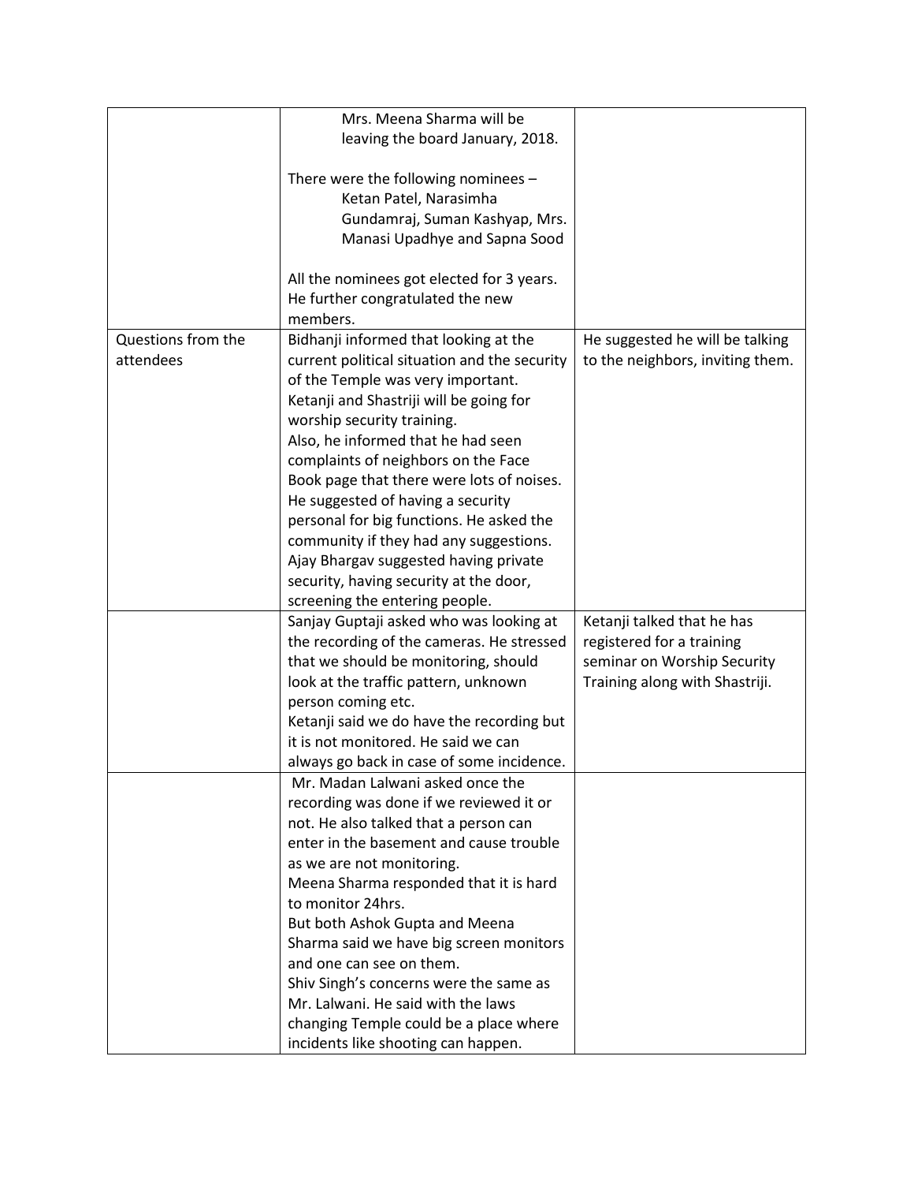| | | |
|---|---|---|
| | Mrs. Meena Sharma will be leaving the board January, 2018.<br><br>There were the following nominees – Ketan Patel, Narasimha Gundamraj, Suman Kashyap, Mrs. Manasi Upadhye and Sapna Sood<br><br>All the nominees got elected for 3 years. He further congratulated the new members. | |
| Questions from the attendees | Bidhanji informed that looking at the current political situation and the security of the Temple was very important. Ketanji and Shastriji will be going for worship security training.<br>Also, he informed that he had seen complaints of neighbors on the Face Book page that there were lots of noises. He suggested of having a security personal for big functions. He asked the community if they had any suggestions.<br>Ajay Bhargav suggested having private security, having security at the door, screening the entering people. | He suggested he will be talking to the neighbors, inviting them. |
| | Sanjay Guptaji asked who was looking at the recording of the cameras. He stressed that we should be monitoring, should look at the traffic pattern, unknown person coming etc.<br>Ketanji said we do have the recording but it is not monitored. He said we can always go back in case of some incidence. | Ketanji talked that he has registered for a training seminar on Worship Security Training along with Shastriji. |
| | Mr. Madan Lalwani asked once the recording was done if we reviewed it or not. He also talked that a person can enter in the basement and cause trouble as we are not monitoring.<br>Meena Sharma responded that it is hard to monitor 24hrs.<br>But both Ashok Gupta and Meena Sharma said we have big screen monitors and one can see on them.<br>Shiv Singh's concerns were the same as Mr. Lalwani. He said with the laws changing Temple could be a place where incidents like shooting can happen. | |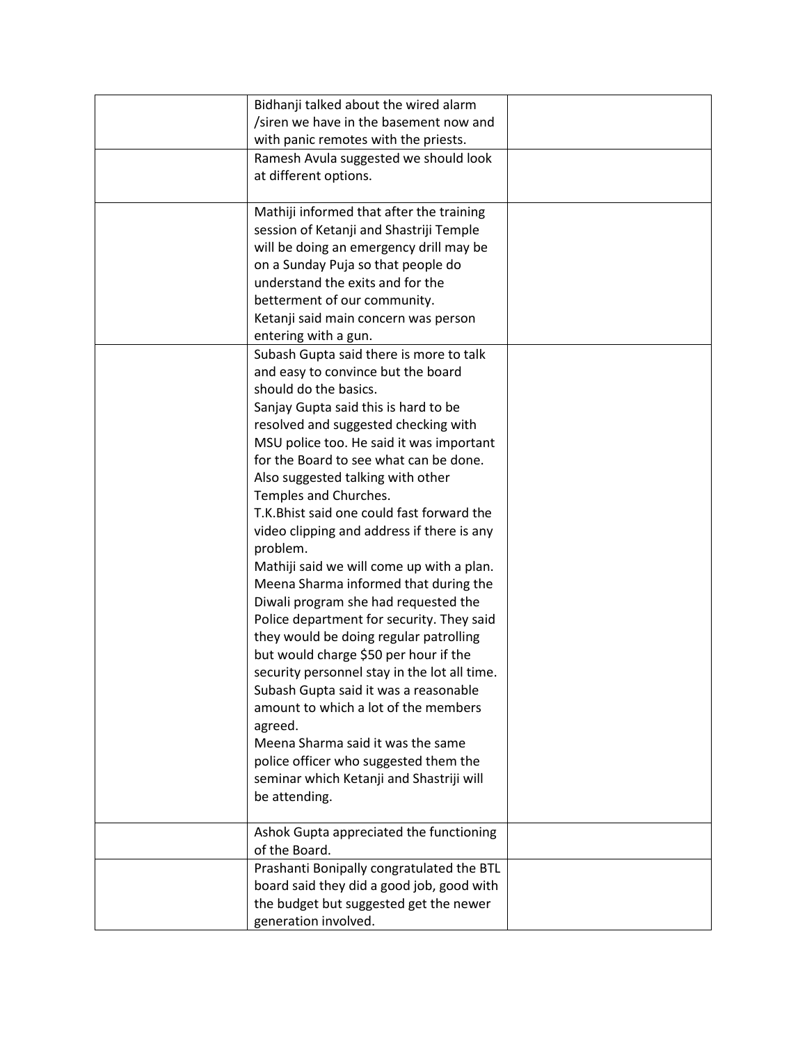| | | |
|---|---|---|
| | Bidhanji talked about the wired alarm /siren we have in the basement now and with panic remotes with the priests. | |
| | Ramesh Avula suggested we should look at different options. | |
| | Mathiji informed that after the training session of Ketanji and Shastriji Temple will be doing an emergency drill may be on a Sunday Puja so that people do understand the exits and for the betterment of our community.<br>Ketanji said main concern was person entering with a gun. | |
| | Subash Gupta said there is more to talk and easy to convince but the board should do the basics.<br>Sanjay Gupta said this is hard to be resolved and suggested checking with MSU police too. He said it was important for the Board to see what can be done. Also suggested talking with other Temples and Churches.<br>T.K.Bhist said one could fast forward the video clipping and address if there is any problem.<br>Mathiji said we will come up with a plan.<br>Meena Sharma informed that during the Diwali program she had requested the Police department for security. They said they would be doing regular patrolling but would charge $50 per hour if the security personnel stay in the lot all time.<br>Subash Gupta said it was a reasonable amount to which a lot of the members agreed.<br>Meena Sharma said it was the same police officer who suggested them the seminar which Ketanji and Shastriji will be attending. | |
| | Ashok Gupta appreciated the functioning of the Board. | |
| | Prashanti Bonipally congratulated the BTL board said they did a good job, good with the budget but suggested get the newer generation involved. | |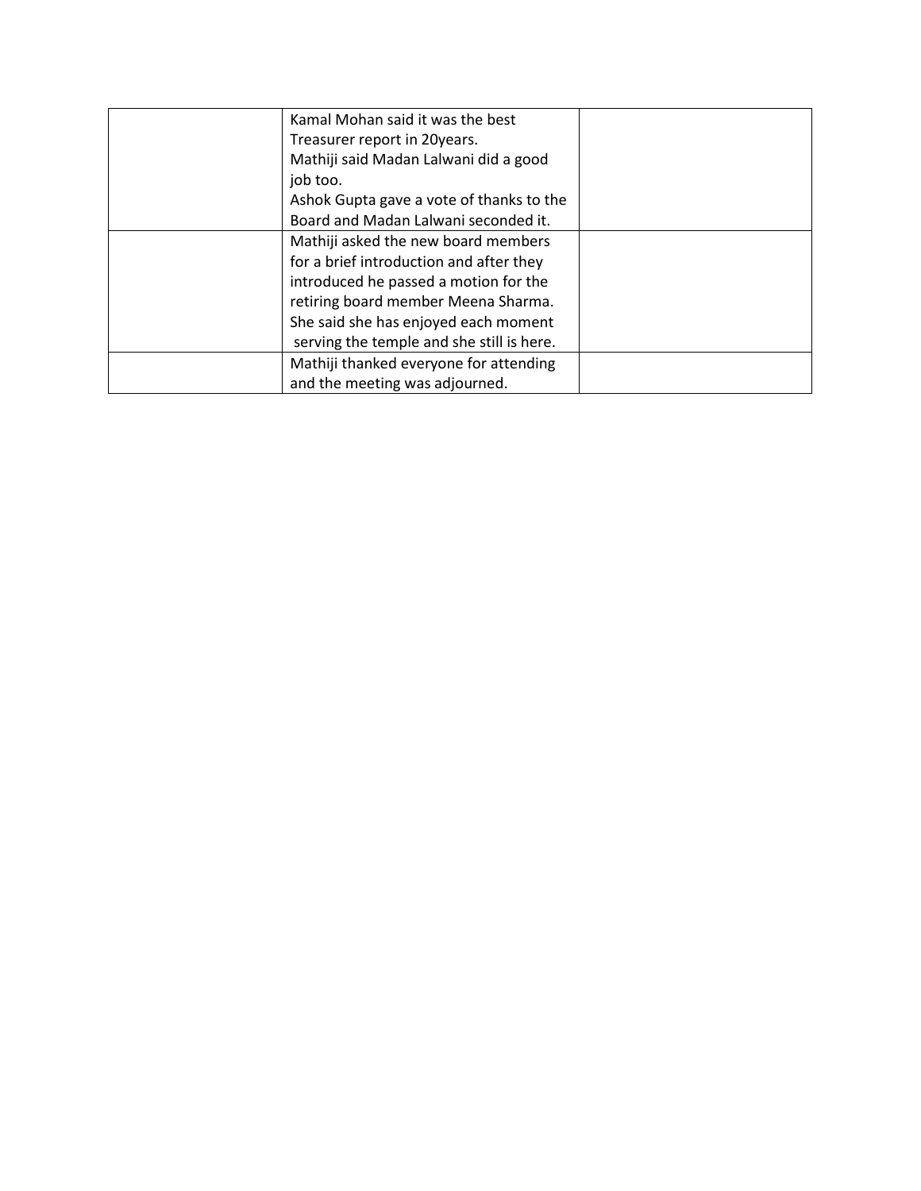| | | |
|---|---|---|
| | Kamal Mohan said it was the best Treasurer report in 20years.<br>Mathiji said Madan Lalwani did a good job too.<br>Ashok Gupta gave a vote of thanks to the Board and Madan Lalwani seconded it. | |
| | Mathiji asked the new board members for a brief introduction and after they introduced he passed a motion for the retiring board member Meena Sharma. She said she has enjoyed each moment serving the temple and she still is here. | |
| | Mathiji thanked everyone for attending and the meeting was adjourned. | |